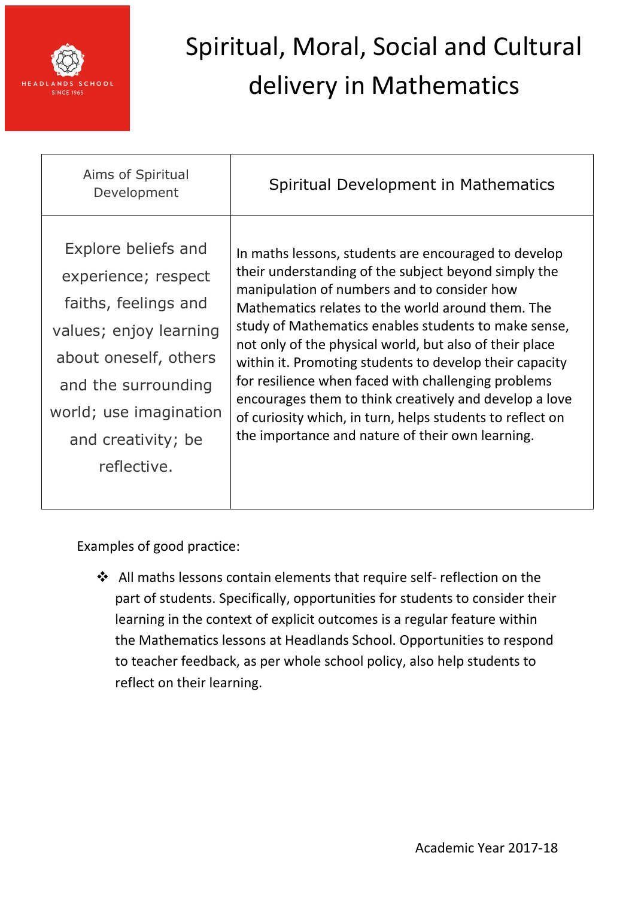HEADLANDS SCHOOL
SINCE 1965

# Spiritual, Moral, Social and Cultural delivery in Mathematics

| Aims of Spiritual Development | Spiritual Development in Mathematics |
|---|---|
| Explore beliefs and experience; respect faiths, feelings and values; enjoy learning about oneself, others and the surrounding world; use imagination and creativity; be reflective. | In maths lessons, students are encouraged to develop their understanding of the subject beyond simply the manipulation of numbers and to consider how Mathematics relates to the world around them. The study of Mathematics enables students to make sense, not only of the physical world, but also of their place within it. Promoting students to develop their capacity for resilience when faced with challenging problems encourages them to think creatively and develop a love of curiosity which, in turn, helps students to reflect on the importance and nature of their own learning. |

Examples of good practice:

- All maths lessons contain elements that require self- reflection on the part of students. Specifically, opportunities for students to consider their learning in the context of explicit outcomes is a regular feature within the Mathematics lessons at Headlands School. Opportunities to respond to teacher feedback, as per whole school policy, also help students to reflect on their learning.

Academic Year 2017-18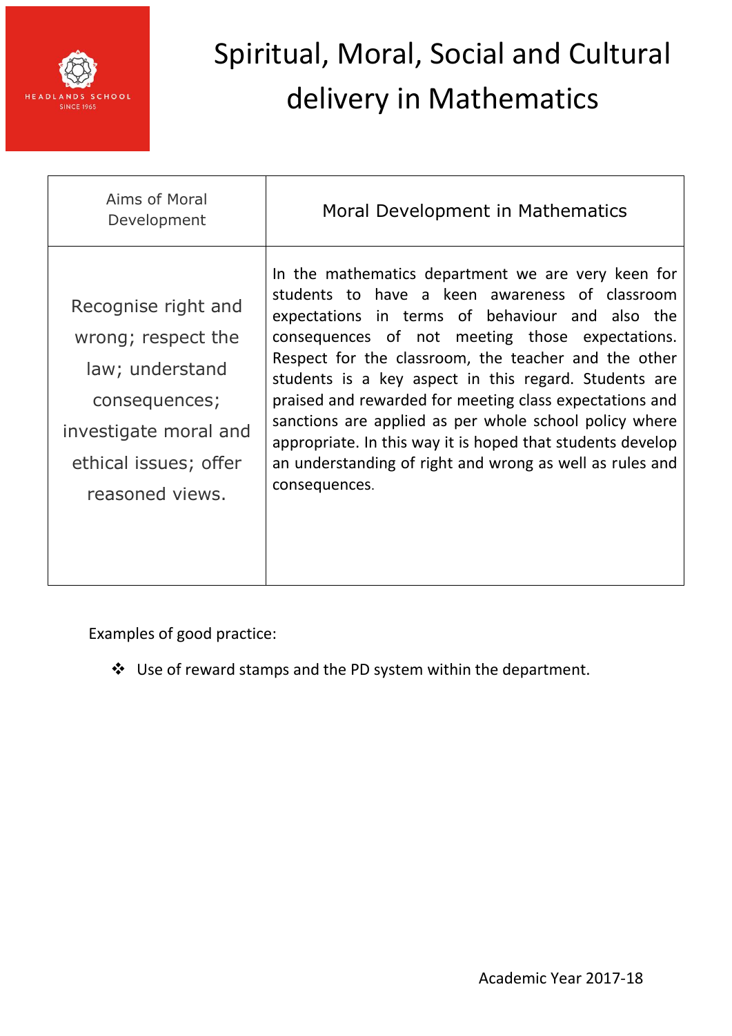# Spiritual, Moral, Social and Cultural delivery in Mathematics

| Aims of Moral Development | Moral Development in Mathematics |
| --- | --- |
| Recognise right and wrong; respect the law; understand consequences; investigate moral and ethical issues; offer reasoned views. | In the mathematics department we are very keen for students to have a keen awareness of classroom expectations in terms of behaviour and also the consequences of not meeting those expectations. Respect for the classroom, the teacher and the other students is a key aspect in this regard. Students are praised and rewarded for meeting class expectations and sanctions are applied as per whole school policy where appropriate. In this way it is hoped that students develop an understanding of right and wrong as well as rules and consequences. |

Examples of good practice:

- Use of reward stamps and the PD system within the department.

Academic Year 2017-18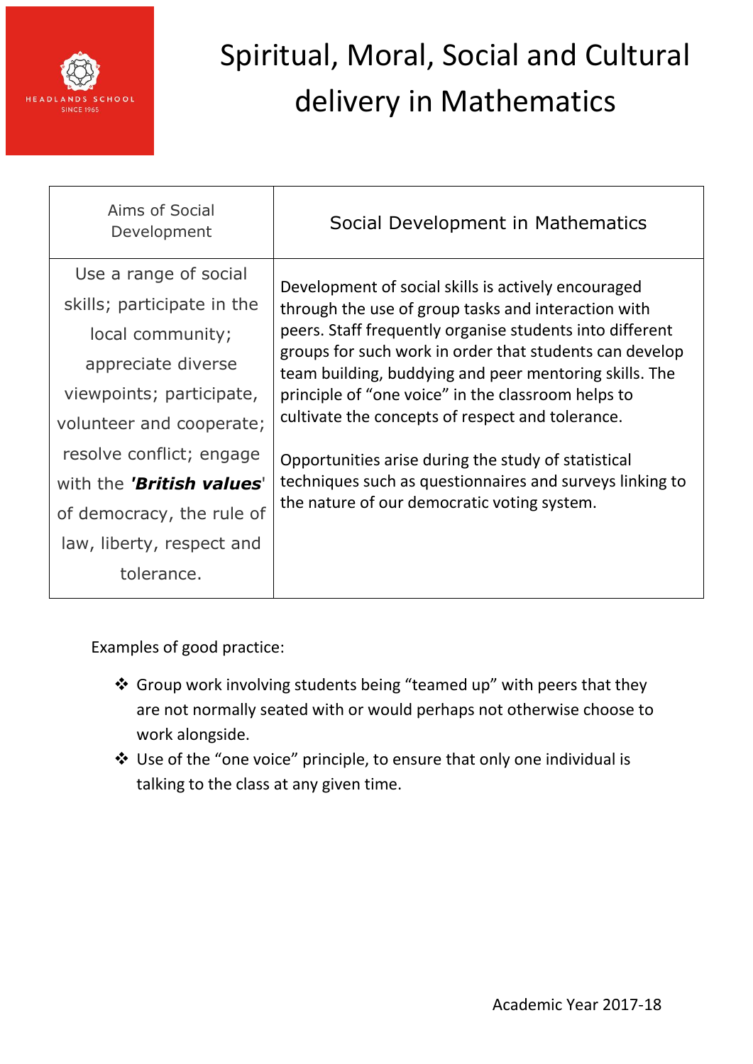# Spiritual, Moral, Social and Cultural delivery in Mathematics

| Aims of Social Development | Social Development in Mathematics |
|---|---|
| Use a range of social skills; participate in the local community; appreciate diverse viewpoints; participate, volunteer and cooperate; resolve conflict; engage with the ***'British values'*** of democracy, the rule of law, liberty, respect and tolerance. | Development of social skills is actively encouraged through the use of group tasks and interaction with peers. Staff frequently organise students into different groups for such work in order that students can develop team building, buddying and peer mentoring skills. The principle of "one voice" in the classroom helps to cultivate the concepts of respect and tolerance.<br><br>Opportunities arise during the study of statistical techniques such as questionnaires and surveys linking to the nature of our democratic voting system. |

Examples of good practice:

- Group work involving students being "teamed up" with peers that they are not normally seated with or would perhaps not otherwise choose to work alongside.
- Use of the "one voice" principle, to ensure that only one individual is talking to the class at any given time.

Academic Year 2017-18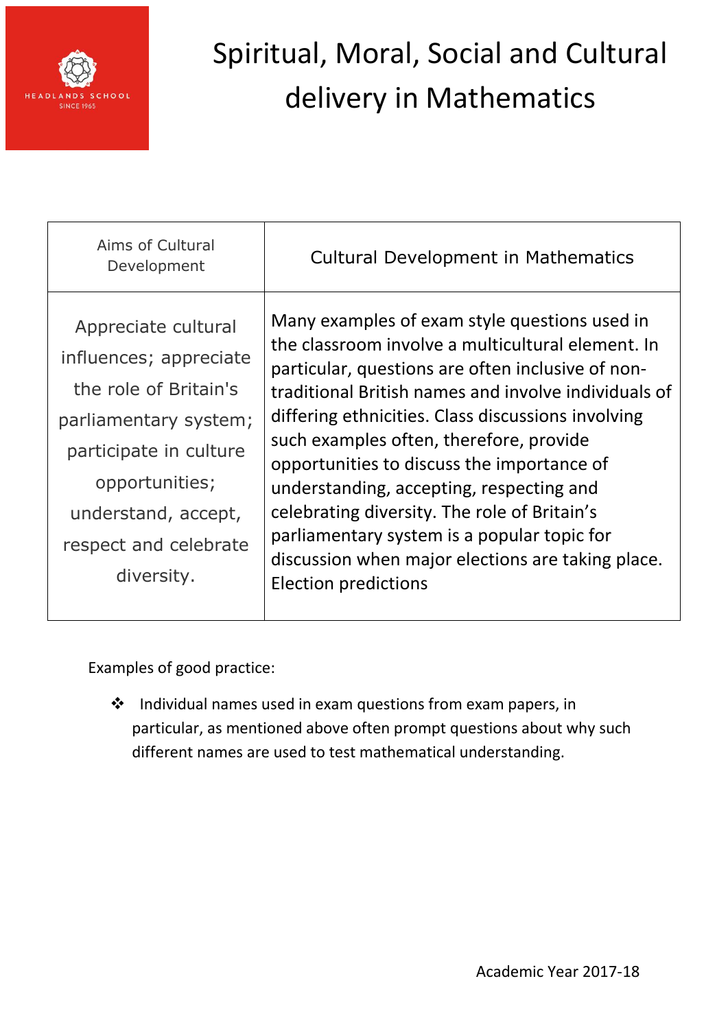# Spiritual, Moral, Social and Cultural delivery in Mathematics

| Aims of Cultural Development | Cultural Development in Mathematics |
|---|---|
| Appreciate cultural influences; appreciate the role of Britain's parliamentary system; participate in culture opportunities; understand, accept, respect and celebrate diversity. | Many examples of exam style questions used in the classroom involve a multicultural element. In particular, questions are often inclusive of non-traditional British names and involve individuals of differing ethnicities. Class discussions involving such examples often, therefore, provide opportunities to discuss the importance of understanding, accepting, respecting and celebrating diversity. The role of Britain's parliamentary system is a popular topic for discussion when major elections are taking place. Election predictions |

Examples of good practice:

- Individual names used in exam questions from exam papers, in particular, as mentioned above often prompt questions about why such different names are used to test mathematical understanding.

Academic Year 2017-18